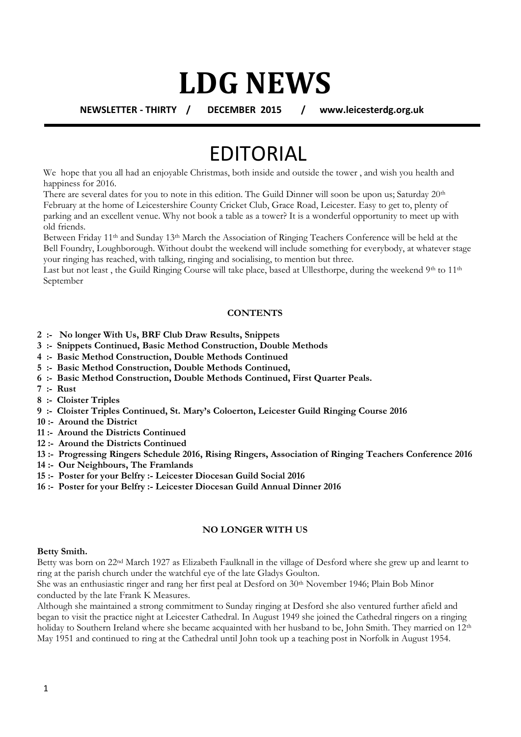# LDG NEWS

**NEWSLETTER - THIRTY / DECEMBER 2015 / www.leicesterdg.org.uk**

# EDITORIAL

We hope that you all had an enjoyable Christmas, both inside and outside the tower , and wish you health and happiness for 2016.

There are several dates for you to note in this edition. The Guild Dinner will soon be upon us; Saturday 20th February at the home of Leicestershire County Cricket Club, Grace Road, Leicester. Easy to get to, plenty of parking and an excellent venue. Why not book a table as a tower? It is a wonderful opportunity to meet up with old friends.

Between Friday 11th and Sunday 13th March the Association of Ringing Teachers Conference will be held at the Bell Foundry, Loughborough. Without doubt the weekend will include something for everybody, at whatever stage your ringing has reached, with talking, ringing and socialising, to mention but three.

Last but not least , the Guild Ringing Course will take place, based at Ullesthorpe, during the weekend 9th to 11th September

**CONTENTS**

- **2 :- No longer With Us, BRF Club Draw Results, Snippets**
- **3 :- Snippets Continued, Basic Method Construction, Double Methods**
- **4 :- Basic Method Construction, Double Methods Continued**
- **5 :- Basic Method Construction, Double Methods Continued,**
- **6 :- Basic Method Construction, Double Methods Continued, First Quarter Peals.**
- **7 :- Rust**
- **8 :- Cloister Triples**
- **9 :- Cloister Triples Continued, St. Mary's Coloerton, Leicester Guild Ringing Course 2016**
- **10 :- Around the District**
- **11 :- Around the Districts Continued**
- **12 :- Around the Districts Continued**
- **13 :- Progressing Ringers Schedule 2016, Rising Ringers, Association of Ringing Teachers Conference 2016**
- **14 :- Our Neighbours, The Framlands**
- **15 :- Poster for your Belfry :- Leicester Diocesan Guild Social 2016**
- **16 :- Poster for your Belfry :- Leicester Diocesan Guild Annual Dinner 2016**

**NO LONGER WITH US**

**Betty Smith.**

Betty was born on 22nd March 1927 as Elizabeth Faulknall in the village of Desford where she grew up and learnt to ring at the parish church under the watchful eye of the late Gladys Goulton.

She was an enthusiastic ringer and rang her first peal at Desford on 30th November 1946; Plain Bob Minor conducted by the late Frank K Measures.

Although she maintained a strong commitment to Sunday ringing at Desford she also ventured further afield and began to visit the practice night at Leicester Cathedral. In August 1949 she joined the Cathedral ringers on a ringing holiday to Southern Ireland where she became acquainted with her husband to be, John Smith. They married on 12th May 1951 and continued to ring at the Cathedral until John took up a teaching post in Norfolk in August 1954.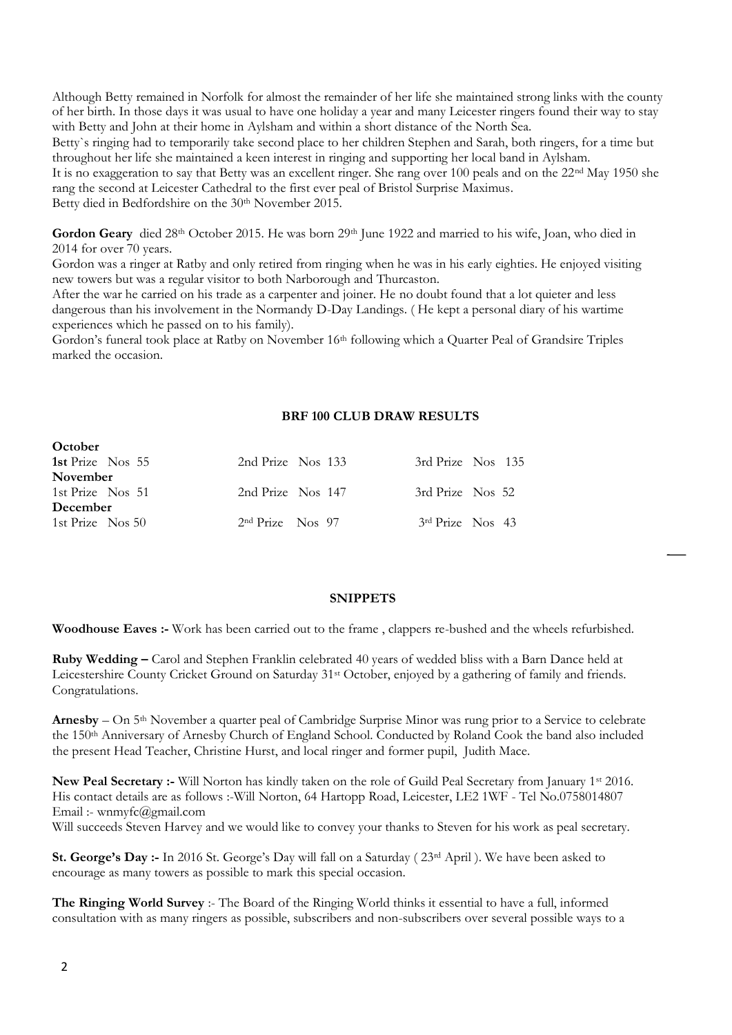Although Betty remained in Norfolk for almost the remainder of her life she maintained strong links with the county of her birth. In those days it was usual to have one holiday a year and many Leicester ringers found their way to stay with Betty and John at their home in Aylsham and within a short distance of the North Sea.

Betty`s ringing had to temporarily take second place to her children Stephen and Sarah, both ringers, for a time but throughout her life she maintained a keen interest in ringing and supporting her local band in Aylsham.

It is no exaggeration to say that Betty was an excellent ringer. She rang over 100 peals and on the 22nd May 1950 she rang the second at Leicester Cathedral to the first ever peal of Bristol Surprise Maximus.

Betty died in Bedfordshire on the 30th November 2015.

**Gordon Geary** died 28th October 2015. He was born 29th June 1922 and married to his wife, Joan, who died in 2014 for over 70 years.

Gordon was a ringer at Ratby and only retired from ringing when he was in his early eighties. He enjoyed visiting new towers but was a regular visitor to both Narborough and Thurcaston.

After the war he carried on his trade as a carpenter and joiner. He no doubt found that a lot quieter and less dangerous than his involvement in the Normandy D-Day Landings. ( He kept a personal diary of his wartime experiences which he passed on to his family).

Gordon's funeral took place at Ratby on November 16th following which a Quarter Peal of Grandsire Triples marked the occasion.

## BRF 100 CLUB DRAW RESULTS

| | | |
|---|---|---|
| **October** | | |
| **1st** Prize Nos 55 | 2nd Prize Nos 133 | 3rd Prize Nos 135 |
| **November** | | |
| 1st Prize Nos 51 | 2nd Prize Nos 147 | 3rd Prize Nos 52 |
| **December** | | |
| 1st Prize Nos 50 | 2nd Prize Nos 97 | 3rd Prize Nos 43 |

## SNIPPETS

**Woodhouse Eaves :-** Work has been carried out to the frame , clappers re-bushed and the wheels refurbished.

**Ruby Wedding –** Carol and Stephen Franklin celebrated 40 years of wedded bliss with a Barn Dance held at Leicestershire County Cricket Ground on Saturday 31st October, enjoyed by a gathering of family and friends. Congratulations.

**Arnesby** – On 5th November a quarter peal of Cambridge Surprise Minor was rung prior to a Service to celebrate the 150th Anniversary of Arnesby Church of England School. Conducted by Roland Cook the band also included the present Head Teacher, Christine Hurst, and local ringer and former pupil, Judith Mace.

**New Peal Secretary :-** Will Norton has kindly taken on the role of Guild Peal Secretary from January 1st 2016. His contact details are as follows :-Will Norton, 64 Hartopp Road, Leicester, LE2 1WF - Tel No.0758014807 Email :- wnmyfc@gmail.com

Will succeeds Steven Harvey and we would like to convey your thanks to Steven for his work as peal secretary.

**St. George's Day :-** In 2016 St. George's Day will fall on a Saturday ( 23rd April ). We have been asked to encourage as many towers as possible to mark this special occasion.

**The Ringing World Survey** :- The Board of the Ringing World thinks it essential to have a full, informed consultation with as many ringers as possible, subscribers and non-subscribers over several possible ways to a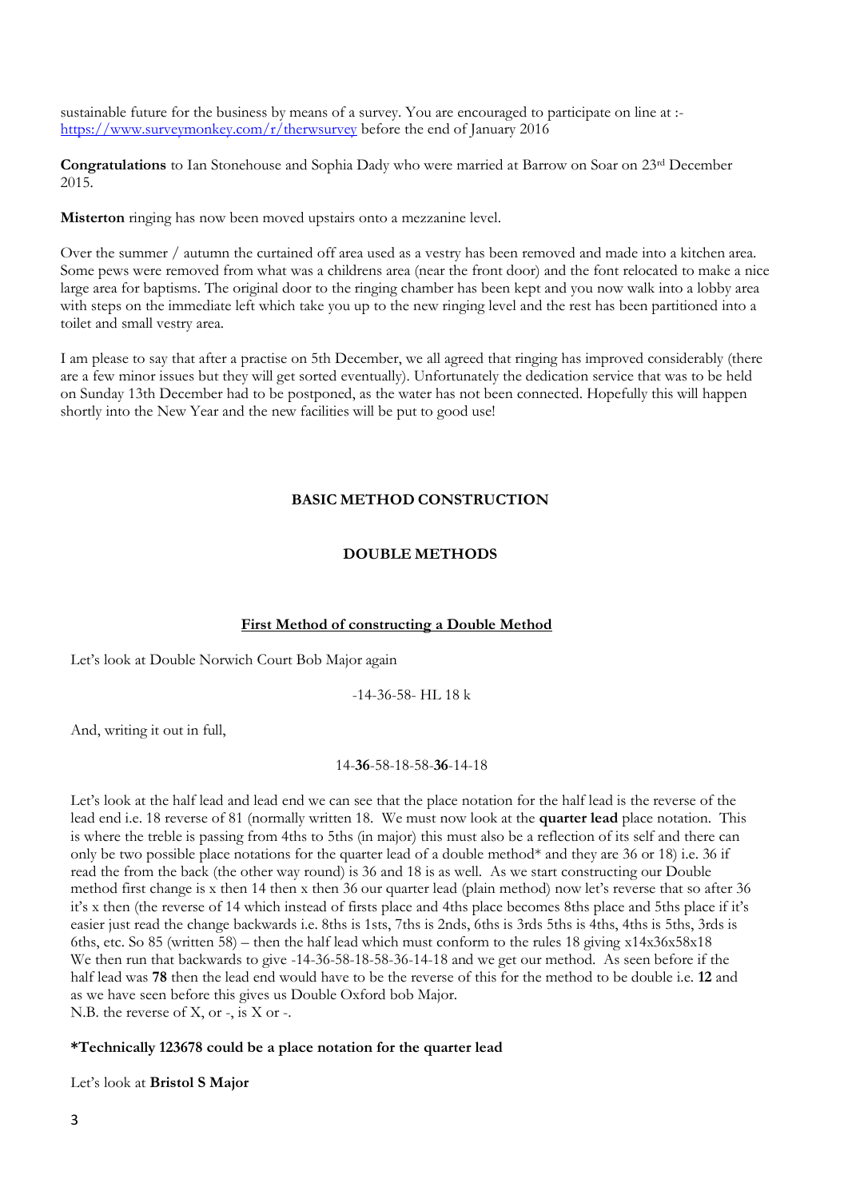sustainable future for the business by means of a survey. You are encouraged to participate on line at :- https://www.surveymonkey.com/r/therwsurvey before the end of January 2016

**Congratulations** to Ian Stonehouse and Sophia Dady who were married at Barrow on Soar on 23rd December 2015.

**Misterton** ringing has now been moved upstairs onto a mezzanine level.

Over the summer / autumn the curtained off area used as a vestry has been removed and made into a kitchen area. Some pews were removed from what was a childrens area (near the front door) and the font relocated to make a nice large area for baptisms. The original door to the ringing chamber has been kept and you now walk into a lobby area with steps on the immediate left which take you up to the new ringing level and the rest has been partitioned into a toilet and small vestry area.

I am please to say that after a practise on 5th December, we all agreed that ringing has improved considerably (there are a few minor issues but they will get sorted eventually). Unfortunately the dedication service that was to be held on Sunday 13th December had to be postponed, as the water has not been connected. Hopefully this will happen shortly into the New Year and the new facilities will be put to good use!

## BASIC METHOD CONSTRUCTION

### DOUBLE METHODS

#### First Method of constructing a Double Method

Let's look at Double Norwich Court Bob Major again

-14-36-58- HL 18 k

And, writing it out in full,

14-**36**-58-18-58-**36**-14-18

Let's look at the half lead and lead end we can see that the place notation for the half lead is the reverse of the lead end i.e. 18 reverse of 81 (normally written 18. We must now look at the **quarter lead** place notation. This is where the treble is passing from 4ths to 5ths (in major) this must also be a reflection of its self and there can only be two possible place notations for the quarter lead of a double method* and they are 36 or 18) i.e. 36 if read the from the back (the other way round) is 36 and 18 is as well. As we start constructing our Double method first change is x then 14 then x then 36 our quarter lead (plain method) now let's reverse that so after 36 it's x then (the reverse of 14 which instead of firsts place and 4ths place becomes 8ths place and 5ths place if it's easier just read the change backwards i.e. 8ths is 1sts, 7ths is 2nds, 6ths is 3rds 5ths is 4ths, 4ths is 5ths, 3rds is 6ths, etc. So 85 (written 58) – then the half lead which must conform to the rules 18 giving x14x36x58x18 We then run that backwards to give -14-36-58-18-58-36-14-18 and we get our method. As seen before if the half lead was **78** then the lead end would have to be the reverse of this for the method to be double i.e. **12** and as we have seen before this gives us Double Oxford bob Major.
N.B. the reverse of X, or -, is X or -.

**\*Technically 123678 could be a place notation for the quarter lead**

Let's look at **Bristol S Major**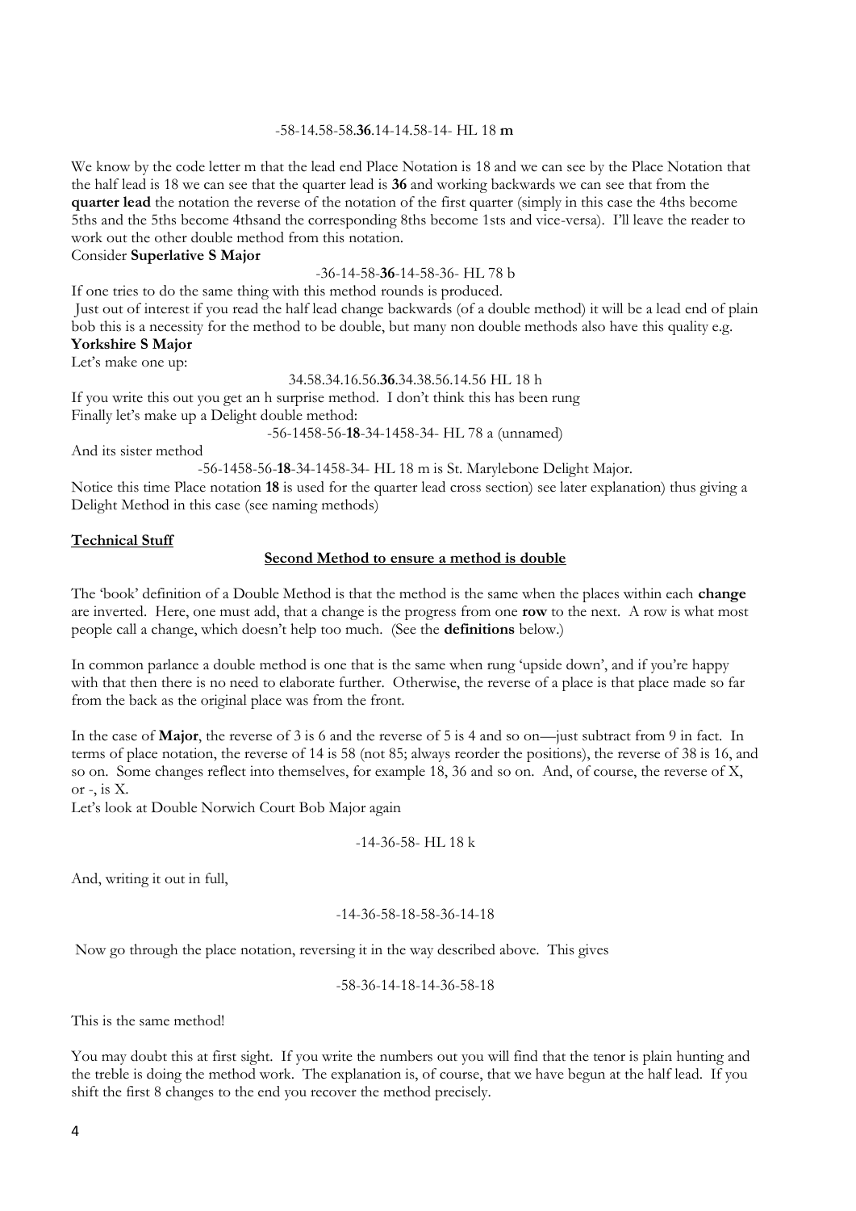-58-14.58-58.**36**.14-14.58-14- HL 18 **m**

We know by the code letter m that the lead end Place Notation is 18 and we can see by the Place Notation that the half lead is 18 we can see that the quarter lead is **36** and working backwards we can see that from the **quarter lead** the notation the reverse of the notation of the first quarter (simply in this case the 4ths become 5ths and the 5ths become 4thsand the corresponding 8ths become 1sts and vice-versa). I'll leave the reader to work out the other double method from this notation.

Consider **Superlative S Major**

-36-14-58-**36**-14-58-36- HL 78 b

If one tries to do the same thing with this method rounds is produced.

Just out of interest if you read the half lead change backwards (of a double method) it will be a lead end of plain bob this is a necessity for the method to be double, but many non double methods also have this quality e.g. **Yorkshire S Major**

Let's make one up:

34.58.34.16.56.**36**.34.38.56.14.56 HL 18 h

If you write this out you get an h surprise method. I don't think this has been rung

Finally let's make up a Delight double method:

-56-1458-56-**18**-34-1458-34- HL 78 a (unnamed)

And its sister method

-56-1458-56-**18**-34-1458-34- HL 18 m is St. Marylebone Delight Major.

Notice this time Place notation **18** is used for the quarter lead cross section) see later explanation) thus giving a Delight Method in this case (see naming methods)

## **Technical Stuff**

### **Second Method to ensure a method is double**

The 'book' definition of a Double Method is that the method is the same when the places within each **change** are inverted. Here, one must add, that a change is the progress from one **row** to the next. A row is what most people call a change, which doesn't help too much. (See the **definitions** below.)

In common parlance a double method is one that is the same when rung 'upside down', and if you're happy with that then there is no need to elaborate further. Otherwise, the reverse of a place is that place made so far from the back as the original place was from the front.

In the case of **Major**, the reverse of 3 is 6 and the reverse of 5 is 4 and so on—just subtract from 9 in fact. In terms of place notation, the reverse of 14 is 58 (not 85; always reorder the positions), the reverse of 38 is 16, and so on. Some changes reflect into themselves, for example 18, 36 and so on. And, of course, the reverse of X, or -, is X.

Let's look at Double Norwich Court Bob Major again

-14-36-58- HL 18 k

And, writing it out in full,

-14-36-58-18-58-36-14-18

Now go through the place notation, reversing it in the way described above. This gives

-58-36-14-18-14-36-58-18

This is the same method!

You may doubt this at first sight. If you write the numbers out you will find that the tenor is plain hunting and the treble is doing the method work. The explanation is, of course, that we have begun at the half lead. If you shift the first 8 changes to the end you recover the method precisely.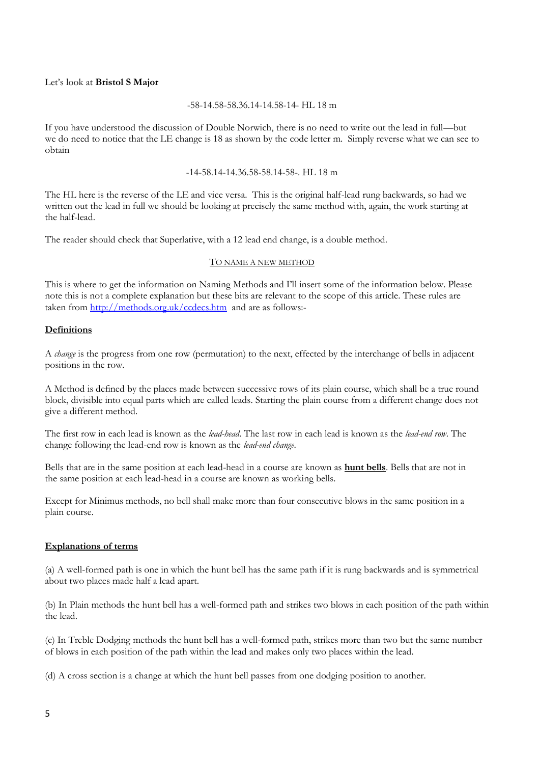Let's look at **Bristol S Major**

-58-14.58-58.36.14-14.58-14- HL 18 m

If you have understood the discussion of Double Norwich, there is no need to write out the lead in full—but we do need to notice that the LE change is 18 as shown by the code letter m. Simply reverse what we can see to obtain

-14-58.14-14.36.58-58.14-58-. HL 18 m

The HL here is the reverse of the LE and vice versa. This is the original half-lead rung backwards, so had we written out the lead in full we should be looking at precisely the same method with, again, the work starting at the half-lead.

The reader should check that Superlative, with a 12 lead end change, is a double method.

TO NAME A NEW METHOD

This is where to get the information on Naming Methods and I'll insert some of the information below. Please note this is not a complete explanation but these bits are relevant to the scope of this article. These rules are taken from [http://methods.org.uk/ccdecs.htm](http://methods.org.uk/ccdecs.htm) and are as follows:-

**Definitions**

A *change* is the progress from one row (permutation) to the next, effected by the interchange of bells in adjacent positions in the row.

A Method is defined by the places made between successive rows of its plain course, which shall be a true round block, divisible into equal parts which are called leads. Starting the plain course from a different change does not give a different method.

The first row in each lead is known as the *lead-head*. The last row in each lead is known as the *lead-end row*. The change following the lead-end row is known as the *lead-end change*.

Bells that are in the same position at each lead-head in a course are known as **hunt bells**. Bells that are not in the same position at each lead-head in a course are known as working bells.

Except for Minimus methods, no bell shall make more than four consecutive blows in the same position in a plain course.

**Explanations of terms**

(a) A well-formed path is one in which the hunt bell has the same path if it is rung backwards and is symmetrical about two places made half a lead apart.

(b) In Plain methods the hunt bell has a well-formed path and strikes two blows in each position of the path within the lead.

(c) In Treble Dodging methods the hunt bell has a well-formed path, strikes more than two but the same number of blows in each position of the path within the lead and makes only two places within the lead.

(d) A cross section is a change at which the hunt bell passes from one dodging position to another.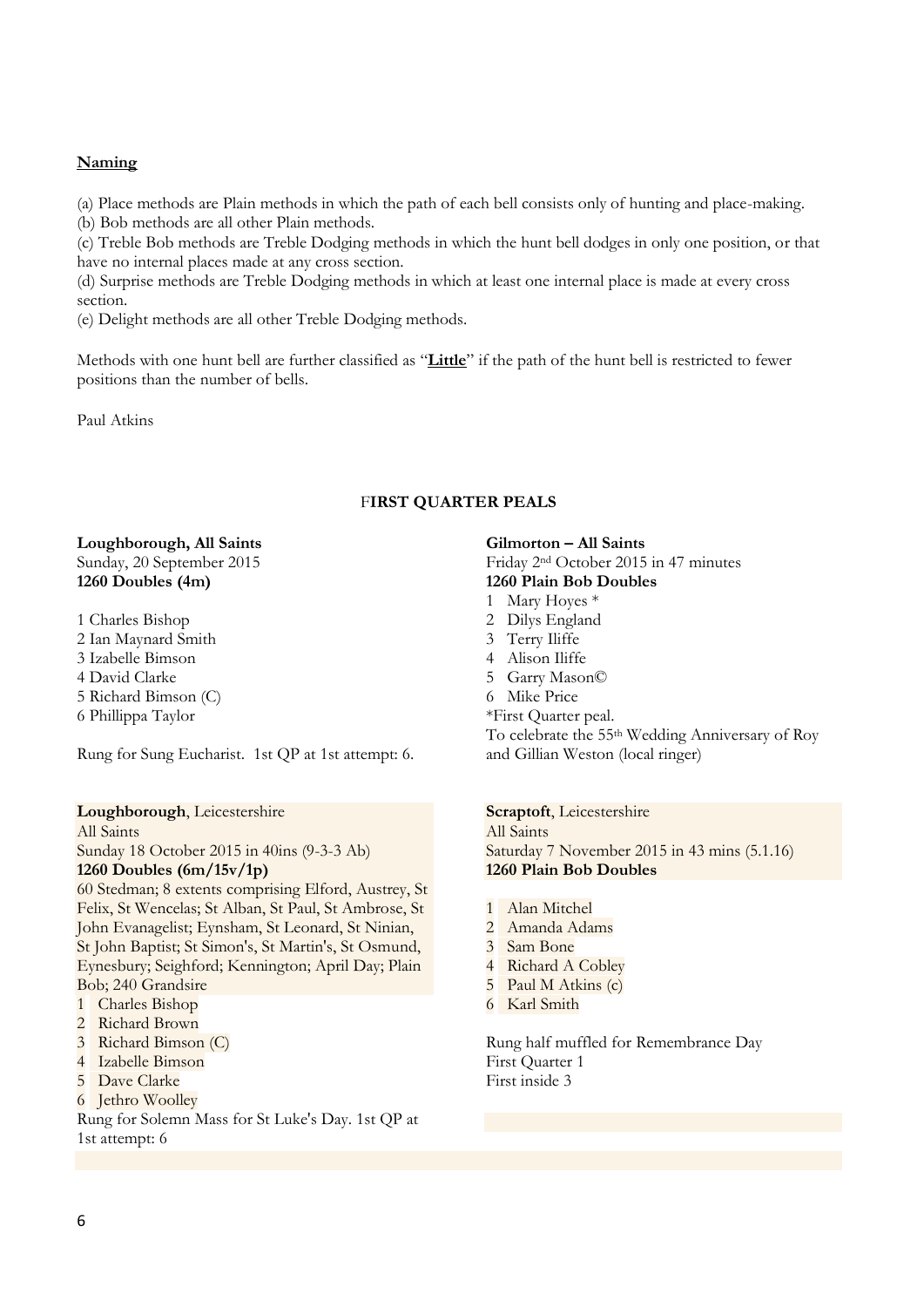## **Naming**

(a) Place methods are Plain methods in which the path of each bell consists only of hunting and place-making.
(b) Bob methods are all other Plain methods.
(c) Treble Bob methods are Treble Dodging methods in which the hunt bell dodges in only one position, or that have no internal places made at any cross section.
(d) Surprise methods are Treble Dodging methods in which at least one internal place is made at every cross section.
(e) Delight methods are all other Treble Dodging methods.

Methods with one hunt bell are further classified as "**Little**" if the path of the hunt bell is restricted to fewer positions than the number of bells.

Paul Atkins

## FIRST QUARTER PEALS

**Loughborough, All Saints**
Sunday, 20 September 2015
**1260 Doubles (4m)**

1 Charles Bishop
2 Ian Maynard Smith
3 Izabelle Bimson
4 David Clarke
5 Richard Bimson (C)
6 Phillippa Taylor

Rung for Sung Eucharist. 1st QP at 1st attempt: 6.

**Loughborough**, Leicestershire
All Saints
Sunday 18 October 2015 in 40ins (9-3-3 Ab)
**1260 Doubles (6m/15v/1p)**
60 Stedman; 8 extents comprising Elford, Austrey, St Felix, St Wencelas; St Alban, St Paul, St Ambrose, St John Evanagelist; Eynsham, St Leonard, St Ninian, St John Baptist; St Simon's, St Martin's, St Osmund, Eynesbury; Seighford; Kennington; April Day; Plain Bob; 240 Grandsire

1 Charles Bishop
2 Richard Brown
3 Richard Bimson (C)
4 Izabelle Bimson
5 Dave Clarke
6 Jethro Woolley

Rung for Solemn Mass for St Luke's Day. 1st QP at 1st attempt: 6

**Gilmorton – All Saints**
Friday 2nd October 2015 in 47 minutes
**1260 Plain Bob Doubles**

1 Mary Hoyes *
2 Dilys England
3 Terry Iliffe
4 Alison Iliffe
5 Garry Mason©
6 Mike Price

*First Quarter peal.
To celebrate the 55th Wedding Anniversary of Roy and Gillian Weston (local ringer)

**Scraptoft**, Leicestershire
All Saints
Saturday 7 November 2015 in 43 mins (5.1.16)
**1260 Plain Bob Doubles**

1 Alan Mitchel
2 Amanda Adams
3 Sam Bone
4 Richard A Cobley
5 Paul M Atkins (c)
6 Karl Smith

Rung half muffled for Remembrance Day
First Quarter 1
First inside 3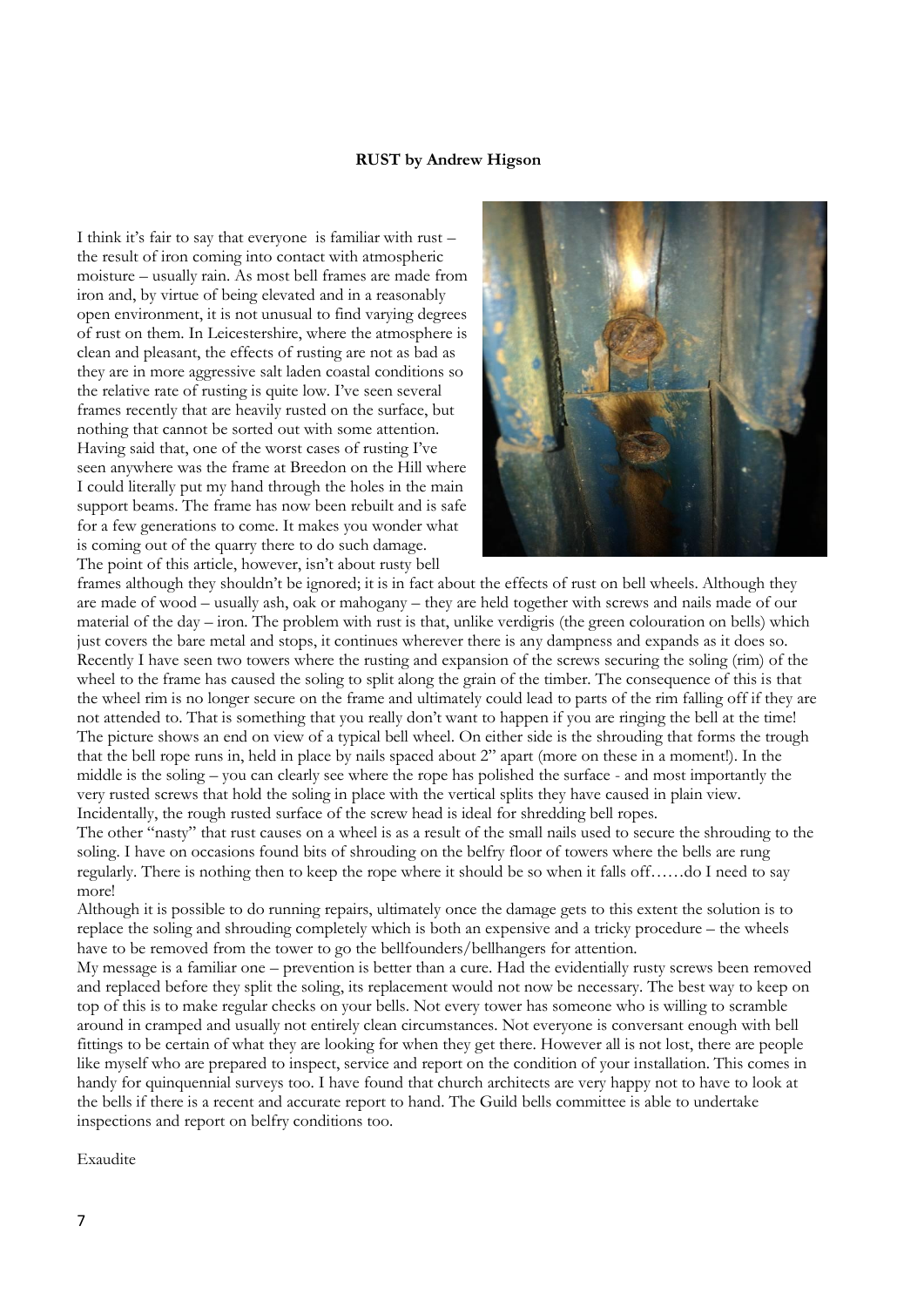**RUST by Andrew Higson**

I think it's fair to say that everyone is familiar with rust – the result of iron coming into contact with atmospheric moisture – usually rain. As most bell frames are made from iron and, by virtue of being elevated and in a reasonably open environment, it is not unusual to find varying degrees of rust on them. In Leicestershire, where the atmosphere is clean and pleasant, the effects of rusting are not as bad as they are in more aggressive salt laden coastal conditions so the relative rate of rusting is quite low. I've seen several frames recently that are heavily rusted on the surface, but nothing that cannot be sorted out with some attention. Having said that, one of the worst cases of rusting I've seen anywhere was the frame at Breedon on the Hill where I could literally put my hand through the holes in the main support beams. The frame has now been rebuilt and is safe for a few generations to come. It makes you wonder what is coming out of the quarry there to do such damage.

The point of this article, however, isn't about rusty bell frames although they shouldn't be ignored; it is in fact about the effects of rust on bell wheels. Although they are made of wood – usually ash, oak or mahogany – they are held together with screws and nails made of our material of the day – iron. The problem with rust is that, unlike verdigris (the green colouration on bells) which just covers the bare metal and stops, it continues wherever there is any dampness and expands as it does so. Recently I have seen two towers where the rusting and expansion of the screws securing the soling (rim) of the wheel to the frame has caused the soling to split along the grain of the timber. The consequence of this is that the wheel rim is no longer secure on the frame and ultimately could lead to parts of the rim falling off if they are not attended to. That is something that you really don't want to happen if you are ringing the bell at the time!

The picture shows an end on view of a typical bell wheel. On either side is the shrouding that forms the trough that the bell rope runs in, held in place by nails spaced about 2" apart (more on these in a moment!). In the middle is the soling – you can clearly see where the rope has polished the surface - and most importantly the very rusted screws that hold the soling in place with the vertical splits they have caused in plain view. Incidentally, the rough rusted surface of the screw head is ideal for shredding bell ropes.

The other "nasty" that rust causes on a wheel is as a result of the small nails used to secure the shrouding to the soling. I have on occasions found bits of shrouding on the belfry floor of towers where the bells are rung regularly. There is nothing then to keep the rope where it should be so when it falls off……do I need to say more!

Although it is possible to do running repairs, ultimately once the damage gets to this extent the solution is to replace the soling and shrouding completely which is both an expensive and a tricky procedure – the wheels have to be removed from the tower to go the bellfounders/bellhangers for attention.

My message is a familiar one – prevention is better than a cure. Had the evidentially rusty screws been removed and replaced before they split the soling, its replacement would not now be necessary. The best way to keep on top of this is to make regular checks on your bells. Not every tower has someone who is willing to scramble around in cramped and usually not entirely clean circumstances. Not everyone is conversant enough with bell fittings to be certain of what they are looking for when they get there. However all is not lost, there are people like myself who are prepared to inspect, service and report on the condition of your installation. This comes in handy for quinquennial surveys too. I have found that church architects are very happy not to have to look at the bells if there is a recent and accurate report to hand. The Guild bells committee is able to undertake inspections and report on belfry conditions too.

Exaudite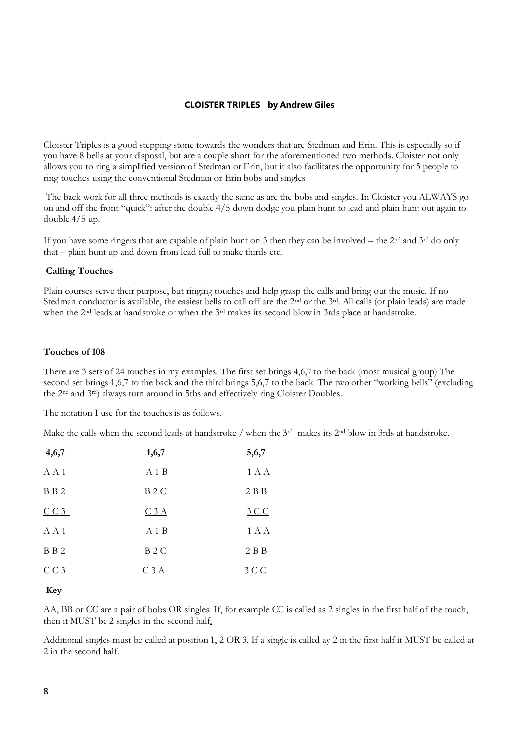### **CLOISTER TRIPLES by <u>Andrew Giles</u>**

Cloister Triples is a good stepping stone towards the wonders that are Stedman and Erin. This is especially so if you have 8 bells at your disposal, but are a couple short for the aforementioned two methods. Cloister not only allows you to ring a simplified version of Stedman or Erin, but it also facilitates the opportunity for 5 people to ring touches using the conventional Stedman or Erin bobs and singles

The back work for all three methods is exactly the same as are the bobs and singles. In Cloister you ALWAYS go on and off the front "quick": after the double 4/5 down dodge you plain hunt to lead and plain hunt out again to double 4/5 up.

If you have some ringers that are capable of plain hunt on 3 then they can be involved – the 2nd and 3rd do only that – plain hunt up and down from lead full to make thirds etc.

**Calling Touches**

Plain courses serve their purpose, but ringing touches and help grasp the calls and bring out the music. If no Stedman conductor is available, the easiest bells to call off are the 2nd or the 3rd. All calls (or plain leads) are made when the 2nd leads at handstroke or when the 3rd makes its second blow in 3rds place at handstroke.

**Touches of 108**

There are 3 sets of 24 touches in my examples. The first set brings 4,6,7 to the back (most musical group) The second set brings 1,6,7 to the back and the third brings 5,6,7 to the back. The two other "working bells" (excluding the 2nd and 3rd) always turn around in 5ths and effectively ring Cloister Doubles.

The notation I use for the touches is as follows.

Make the calls when the second leads at handstroke / when the 3rd makes its 2nd blow in 3rds at handstroke.

| **4,6,7** | **1,6,7** | **5,6,7** |
|---|---|---|
| A A 1 | A 1 B | 1 A A |
| B B 2 | B 2 C | 2 B B |
| <u>C C 3</u> | <u>C 3 A</u> | <u>3 C C</u> |
| A A 1 | A 1 B | 1 A A |
| B B 2 | B 2 C | 2 B B |
| C C 3 | C 3 A | 3 C C |

**Key**

AA, BB or CC are a pair of bobs OR singles. If, for example CC is called as 2 singles in the first half of the touch, then it MUST be 2 singles in the second half.

Additional singles must be called at position 1, 2 OR 3. If a single is called ay 2 in the first half it MUST be called at 2 in the second half.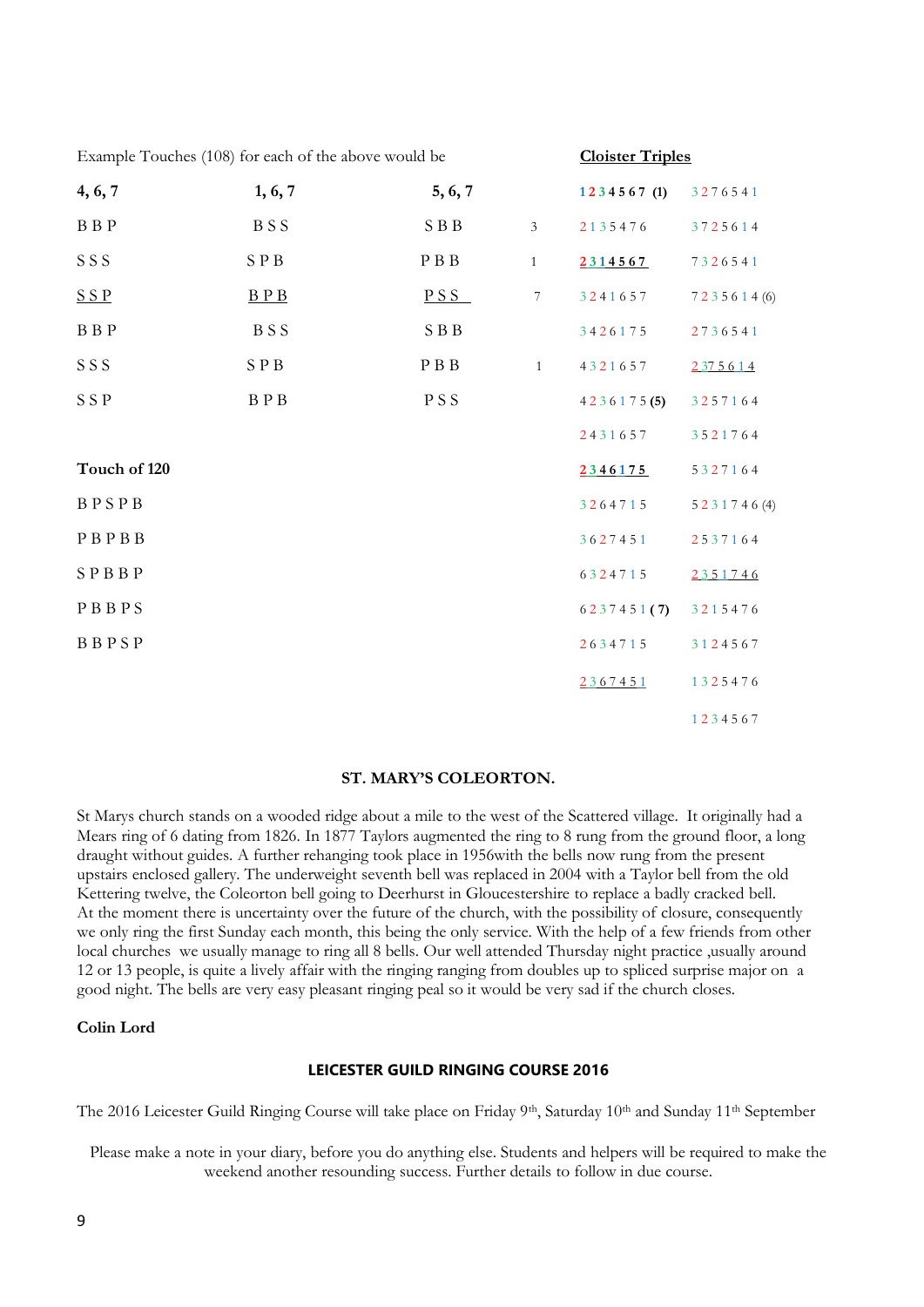Example Touches (108) for each of the above would be

| 4, 6, 7 | 1, 6, 7 | 5, 6, 7 | |
|---|---|---|---|
| B B P | B S S | S B B | 3 |
| S S S | S P B | P B B | 1 |
| S S P | B P B | P S S | 7 |
| B B P | B S S | S B B | |
| S S S | S P B | P B B | 1 |
| S S P | B P B | P S S | |

**Touch of 120**

B P S P B

P B P B B

S P B B P

P B B P S

B B P S P

**Cloister Triples**

| | |
|---|---|
| 1 2 3 4 5 6 7 (1) | 3 2 7 6 5 4 1 |
| 2 1 3 5 4 7 6 | 3 7 2 5 6 1 4 |
| 2 3 1 4 5 6 7 | 7 3 2 6 5 4 1 |
| 3 2 4 1 6 5 7 | 7 2 3 5 6 1 4 (6) |
| 3 4 2 6 1 7 5 | 2 7 3 6 5 4 1 |
| 4 3 2 1 6 5 7 | 2 3 7 5 6 1 4 |
| 4 2 3 6 1 7 5 (5) | 3 2 5 7 1 6 4 |
| 2 4 3 1 6 5 7 | 3 5 2 1 7 6 4 |
| 2 3 4 6 1 7 5 | 5 3 2 7 1 6 4 |
| 3 2 6 4 7 1 5 | 5 2 3 1 7 4 6 (4) |
| 3 6 2 7 4 5 1 | 2 5 3 7 1 6 4 |
| 6 3 2 4 7 1 5 | 2 3 5 1 7 4 6 |
| 6 2 3 7 4 5 1 (7) | 3 2 1 5 4 7 6 |
| 2 6 3 4 7 1 5 | 3 1 2 4 5 6 7 |
| 2 3 6 7 4 5 1 | 1 3 2 5 4 7 6 |
| | 1 2 3 4 5 6 7 |

### ST. MARY'S COLEORTON.

St Marys church stands on a wooded ridge about a mile to the west of the Scattered village. It originally had a Mears ring of 6 dating from 1826. In 1877 Taylors augmented the ring to 8 rung from the ground floor, a long draught without guides. A further rehanging took place in 1956with the bells now rung from the present upstairs enclosed gallery. The underweight seventh bell was replaced in 2004 with a Taylor bell from the old Kettering twelve, the Coleorton bell going to Deerhurst in Gloucestershire to replace a badly cracked bell. At the moment there is uncertainty over the future of the church, with the possibility of closure, consequently we only ring the first Sunday each month, this being the only service. With the help of a few friends from other local churches we usually manage to ring all 8 bells. Our well attended Thursday night practice ,usually around 12 or 13 people, is quite a lively affair with the ringing ranging from doubles up to spliced surprise major on a good night. The bells are very easy pleasant ringing peal so it would be very sad if the church closes.

**Colin Lord**

### LEICESTER GUILD RINGING COURSE 2016

The 2016 Leicester Guild Ringing Course will take place on Friday 9th, Saturday 10th and Sunday 11th September

Please make a note in your diary, before you do anything else. Students and helpers will be required to make the weekend another resounding success. Further details to follow in due course.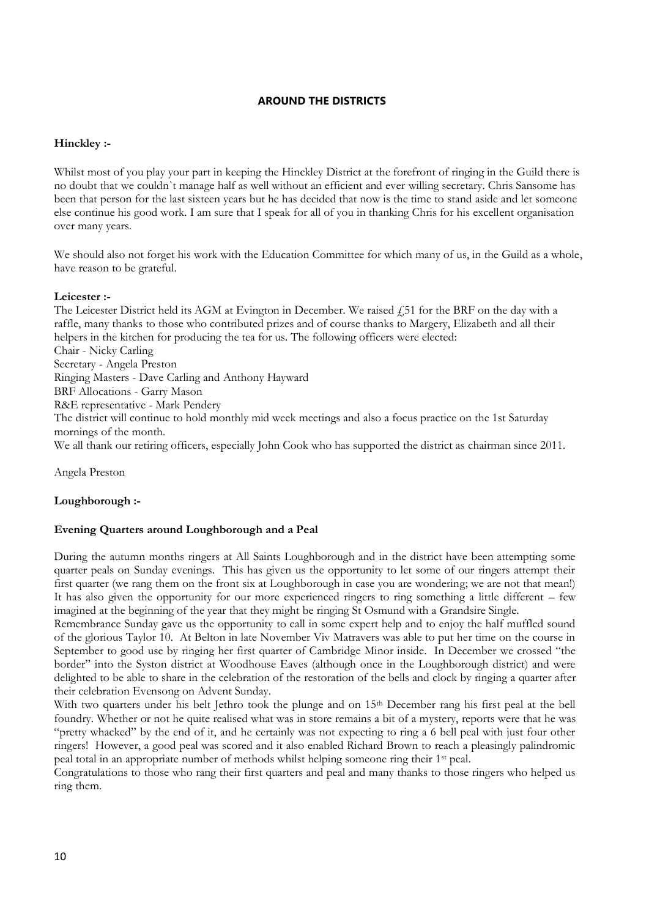## AROUND THE DISTRICTS

**Hinckley :-**

Whilst most of you play your part in keeping the Hinckley District at the forefront of ringing in the Guild there is no doubt that we couldn`t manage half as well without an efficient and ever willing secretary. Chris Sansome has been that person for the last sixteen years but he has decided that now is the time to stand aside and let someone else continue his good work. I am sure that I speak for all of you in thanking Chris for his excellent organisation over many years.

We should also not forget his work with the Education Committee for which many of us, in the Guild as a whole, have reason to be grateful.

**Leicester :-**

The Leicester District held its AGM at Evington in December. We raised £51 for the BRF on the day with a raffle, many thanks to those who contributed prizes and of course thanks to Margery, Elizabeth and all their helpers in the kitchen for producing the tea for us. The following officers were elected:

Chair - Nicky Carling
Secretary - Angela Preston
Ringing Masters - Dave Carling and Anthony Hayward
BRF Allocations - Garry Mason
R&E representative - Mark Pendery

The district will continue to hold monthly mid week meetings and also a focus practice on the 1st Saturday mornings of the month.

We all thank our retiring officers, especially John Cook who has supported the district as chairman since 2011.

Angela Preston

**Loughborough :-**

**Evening Quarters around Loughborough and a Peal**

During the autumn months ringers at All Saints Loughborough and in the district have been attempting some quarter peals on Sunday evenings. This has given us the opportunity to let some of our ringers attempt their first quarter (we rang them on the front six at Loughborough in case you are wondering; we are not that mean!) It has also given the opportunity for our more experienced ringers to ring something a little different – few imagined at the beginning of the year that they might be ringing St Osmund with a Grandsire Single.

Remembrance Sunday gave us the opportunity to call in some expert help and to enjoy the half muffled sound of the glorious Taylor 10. At Belton in late November Viv Matravers was able to put her time on the course in September to good use by ringing her first quarter of Cambridge Minor inside. In December we crossed "the border" into the Syston district at Woodhouse Eaves (although once in the Loughborough district) and were delighted to be able to share in the celebration of the restoration of the bells and clock by ringing a quarter after their celebration Evensong on Advent Sunday.

With two quarters under his belt Jethro took the plunge and on 15th December rang his first peal at the bell foundry. Whether or not he quite realised what was in store remains a bit of a mystery, reports were that he was "pretty whacked" by the end of it, and he certainly was not expecting to ring a 6 bell peal with just four other ringers! However, a good peal was scored and it also enabled Richard Brown to reach a pleasingly palindromic peal total in an appropriate number of methods whilst helping someone ring their 1st peal.

Congratulations to those who rang their first quarters and peal and many thanks to those ringers who helped us ring them.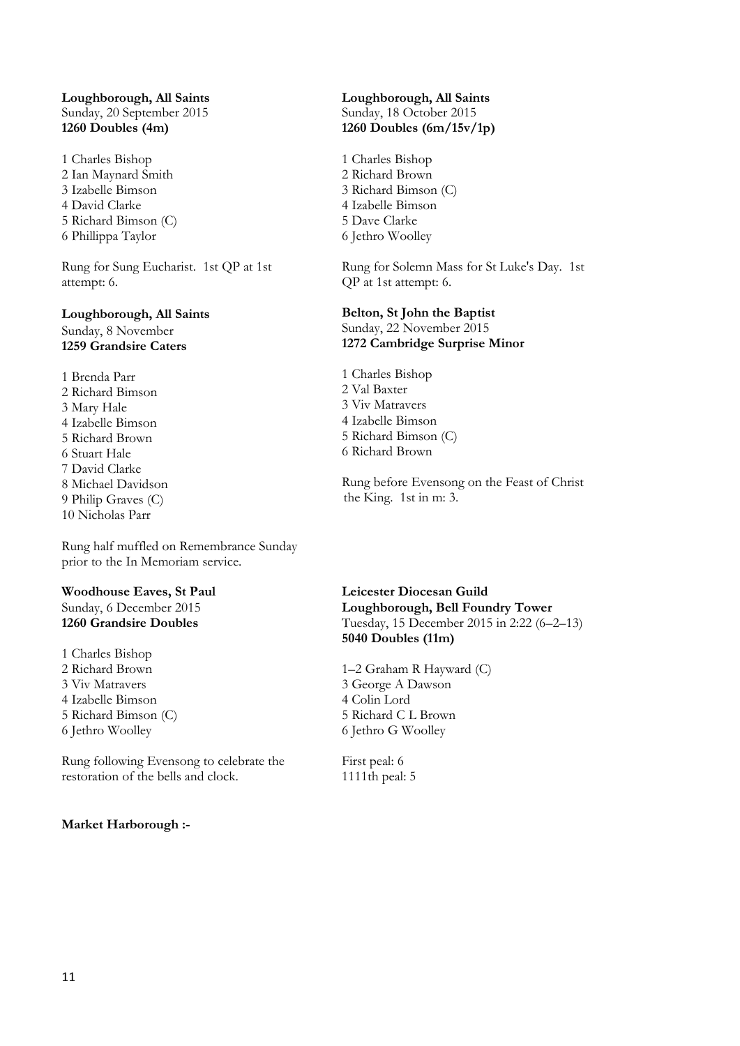**Loughborough, All Saints**
Sunday, 20 September 2015
**1260 Doubles (4m)**

1 Charles Bishop
2 Ian Maynard Smith
3 Izabelle Bimson
4 David Clarke
5 Richard Bimson (C)
6 Phillippa Taylor

Rung for Sung Eucharist. 1st QP at 1st attempt: 6.

**Loughborough, All Saints**
Sunday, 18 October 2015
**1260 Doubles (6m/15v/1p)**

1 Charles Bishop
2 Richard Brown
3 Richard Bimson (C)
4 Izabelle Bimson
5 Dave Clarke
6 Jethro Woolley

Rung for Solemn Mass for St Luke's Day. 1st QP at 1st attempt: 6.

**Loughborough, All Saints**
Sunday, 8 November
**1259 Grandsire Caters**

1 Brenda Parr
2 Richard Bimson
3 Mary Hale
4 Izabelle Bimson
5 Richard Brown
6 Stuart Hale
7 David Clarke
8 Michael Davidson
9 Philip Graves (C)
10 Nicholas Parr

Rung half muffled on Remembrance Sunday prior to the In Memoriam service.

**Belton, St John the Baptist**
Sunday, 22 November 2015
**1272 Cambridge Surprise Minor**

1 Charles Bishop
2 Val Baxter
3 Viv Matravers
4 Izabelle Bimson
5 Richard Bimson (C)
6 Richard Brown

Rung before Evensong on the Feast of Christ the King. 1st in m: 3.

**Woodhouse Eaves, St Paul**
Sunday, 6 December 2015
**1260 Grandsire Doubles**

1 Charles Bishop
2 Richard Brown
3 Viv Matravers
4 Izabelle Bimson
5 Richard Bimson (C)
6 Jethro Woolley

Rung following Evensong to celebrate the restoration of the bells and clock.

**Leicester Diocesan Guild**
**Loughborough, Bell Foundry Tower**
Tuesday, 15 December 2015 in 2:22 (6–2–13)
**5040 Doubles (11m)**

1–2 Graham R Hayward (C)
3 George A Dawson
4 Colin Lord
5 Richard C L Brown
6 Jethro G Woolley

First peal: 6
1111th peal: 5

**Market Harborough :-**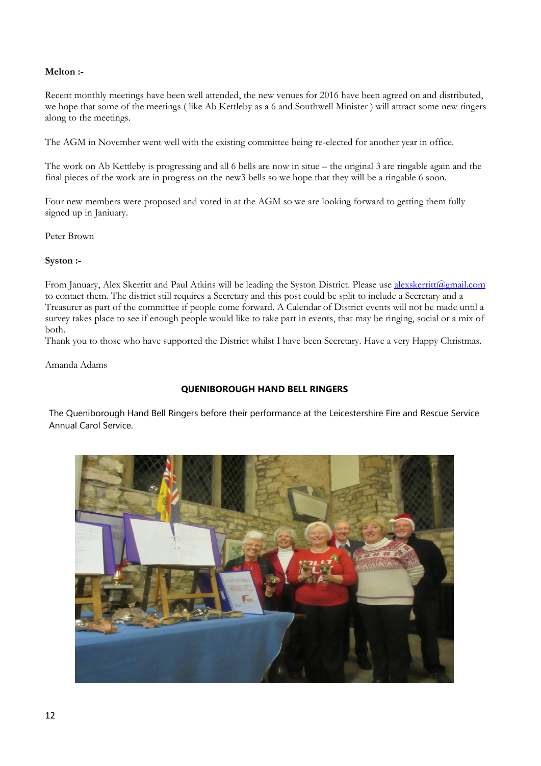**Melton :-**

Recent monthly meetings have been well attended, the new venues for 2016 have been agreed on and distributed, we hope that some of the meetings ( like Ab Kettleby as a 6 and Southwell Minister ) will attract some new ringers along to the meetings.

The AGM in November went well with the existing committee being re-elected for another year in office.

The work on Ab Kettleby is progressing and all 6 bells are now in situe – the original 3 are ringable again and the final pieces of the work are in progress on the new3 bells so we hope that they will be a ringable 6 soon.

Four new members were proposed and voted in at the AGM so we are looking forward to getting them fully signed up in Janiuary.

Peter Brown

**Syston :-**

From January, Alex Skerritt and Paul Atkins will be leading the Syston District. Please use alexskerritt@gmail.com to contact them. The district still requires a Secretary and this post could be split to include a Secretary and a Treasurer as part of the committee if people come forward. A Calendar of District events will not be made until a survey takes place to see if enough people would like to take part in events, that may be ringing, social or a mix of both.

Thank you to those who have supported the District whilst I have been Secretary. Have a very Happy Christmas.

Amanda Adams

**QUENIBOROUGH HAND BELL RINGERS**

The Queniborough Hand Bell Ringers before their performance at the Leicestershire Fire and Rescue Service Annual Carol Service.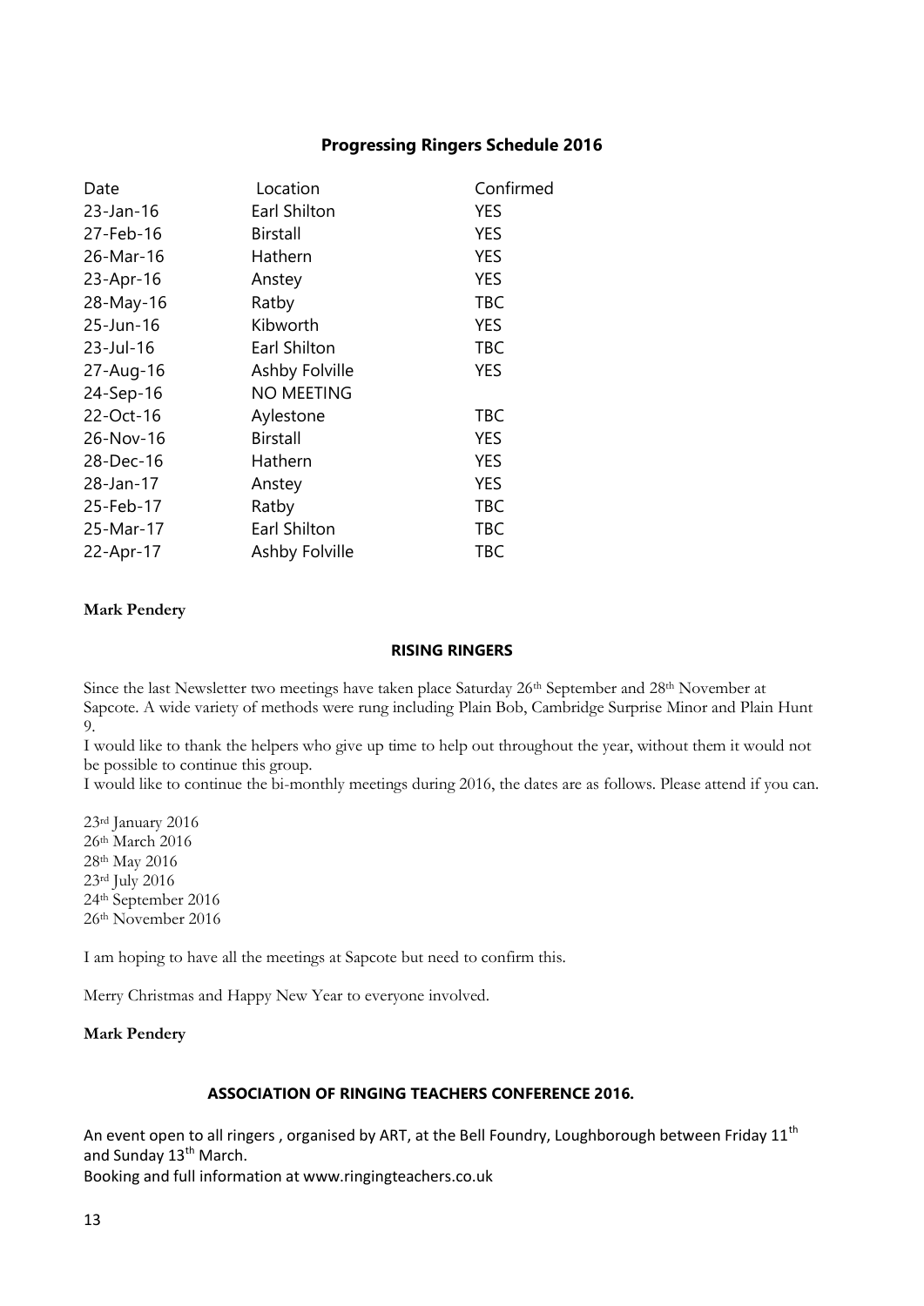## Progressing Ringers Schedule 2016

| Date | Location | Confirmed |
|---|---|---|
| 23-Jan-16 | Earl Shilton | YES |
| 27-Feb-16 | Birstall | YES |
| 26-Mar-16 | Hathern | YES |
| 23-Apr-16 | Anstey | YES |
| 28-May-16 | Ratby | TBC |
| 25-Jun-16 | Kibworth | YES |
| 23-Jul-16 | Earl Shilton | TBC |
| 27-Aug-16 | Ashby Folville | YES |
| 24-Sep-16 | NO MEETING | |
| 22-Oct-16 | Aylestone | TBC |
| 26-Nov-16 | Birstall | YES |
| 28-Dec-16 | Hathern | YES |
| 28-Jan-17 | Anstey | YES |
| 25-Feb-17 | Ratby | TBC |
| 25-Mar-17 | Earl Shilton | TBC |
| 22-Apr-17 | Ashby Folville | TBC |

**Mark Pendery**

### RISING RINGERS

Since the last Newsletter two meetings have taken place Saturday 26th September and 28th November at Sapcote. A wide variety of methods were rung including Plain Bob, Cambridge Surprise Minor and Plain Hunt 9.

I would like to thank the helpers who give up time to help out throughout the year, without them it would not be possible to continue this group.

I would like to continue the bi-monthly meetings during 2016, the dates are as follows. Please attend if you can.

23rd January 2016
26th March 2016
28th May 2016
23rd July 2016
24th September 2016
26th November 2016

I am hoping to have all the meetings at Sapcote but need to confirm this.

Merry Christmas and Happy New Year to everyone involved.

**Mark Pendery**

### ASSOCIATION OF RINGING TEACHERS CONFERENCE 2016.

An event open to all ringers , organised by ART, at the Bell Foundry, Loughborough between Friday 11th and Sunday 13th March.

Booking and full information at www.ringingteachers.co.uk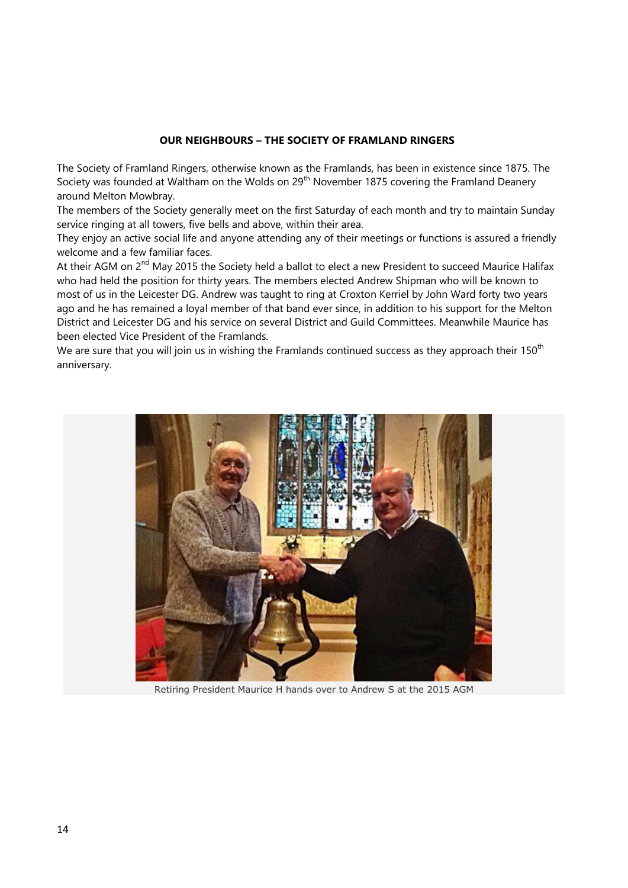**OUR NEIGHBOURS – THE SOCIETY OF FRAMLAND RINGERS**

The Society of Framland Ringers, otherwise known as the Framlands, has been in existence since 1875. The Society was founded at Waltham on the Wolds on 29th November 1875 covering the Framland Deanery around Melton Mowbray.

The members of the Society generally meet on the first Saturday of each month and try to maintain Sunday service ringing at all towers, five bells and above, within their area.

They enjoy an active social life and anyone attending any of their meetings or functions is assured a friendly welcome and a few familiar faces.

At their AGM on 2nd May 2015 the Society held a ballot to elect a new President to succeed Maurice Halifax who had held the position for thirty years. The members elected Andrew Shipman who will be known to most of us in the Leicester DG. Andrew was taught to ring at Croxton Kerriel by John Ward forty two years ago and he has remained a loyal member of that band ever since, in addition to his support for the Melton District and Leicester DG and his service on several District and Guild Committees. Meanwhile Maurice has been elected Vice President of the Framlands.

We are sure that you will join us in wishing the Framlands continued success as they approach their 150th anniversary.

Retiring President Maurice H hands over to Andrew S at the 2015 AGM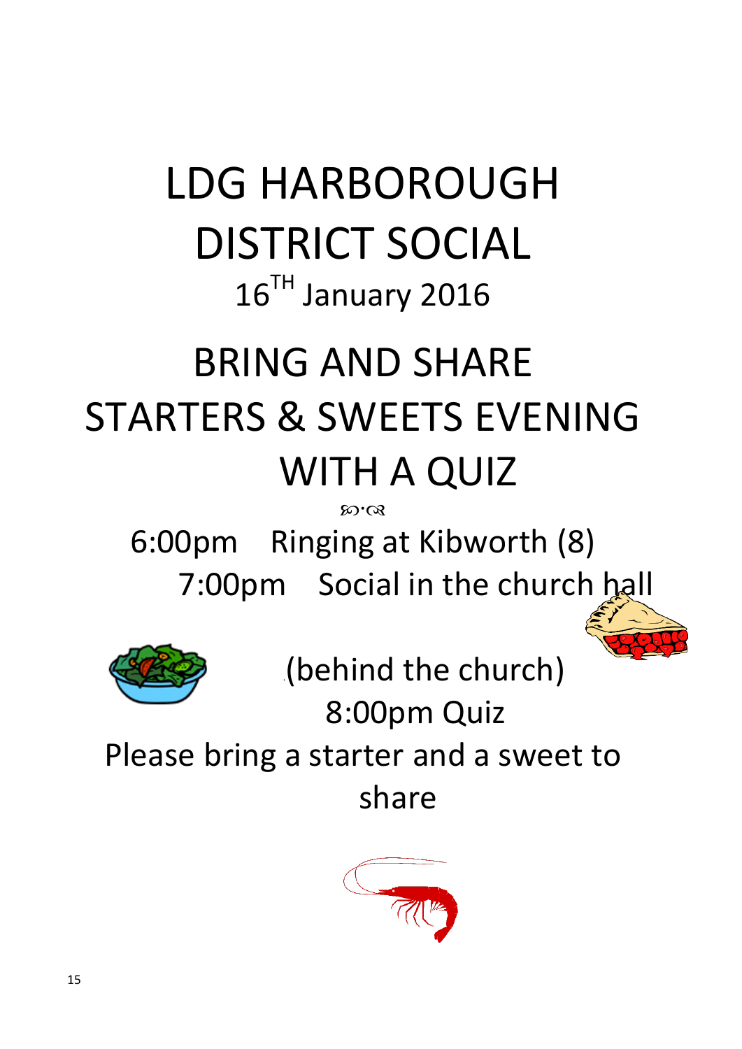# LDG HARBOROUGH DISTRICT SOCIAL

16TH January 2016

# BRING AND SHARE STARTERS & SWEETS EVENING WITH A QUIZ

6:00pm Ringing at Kibworth (8)

7:00pm Social in the church hall (behind the church)

8:00pm Quiz

Please bring a starter and a sweet to share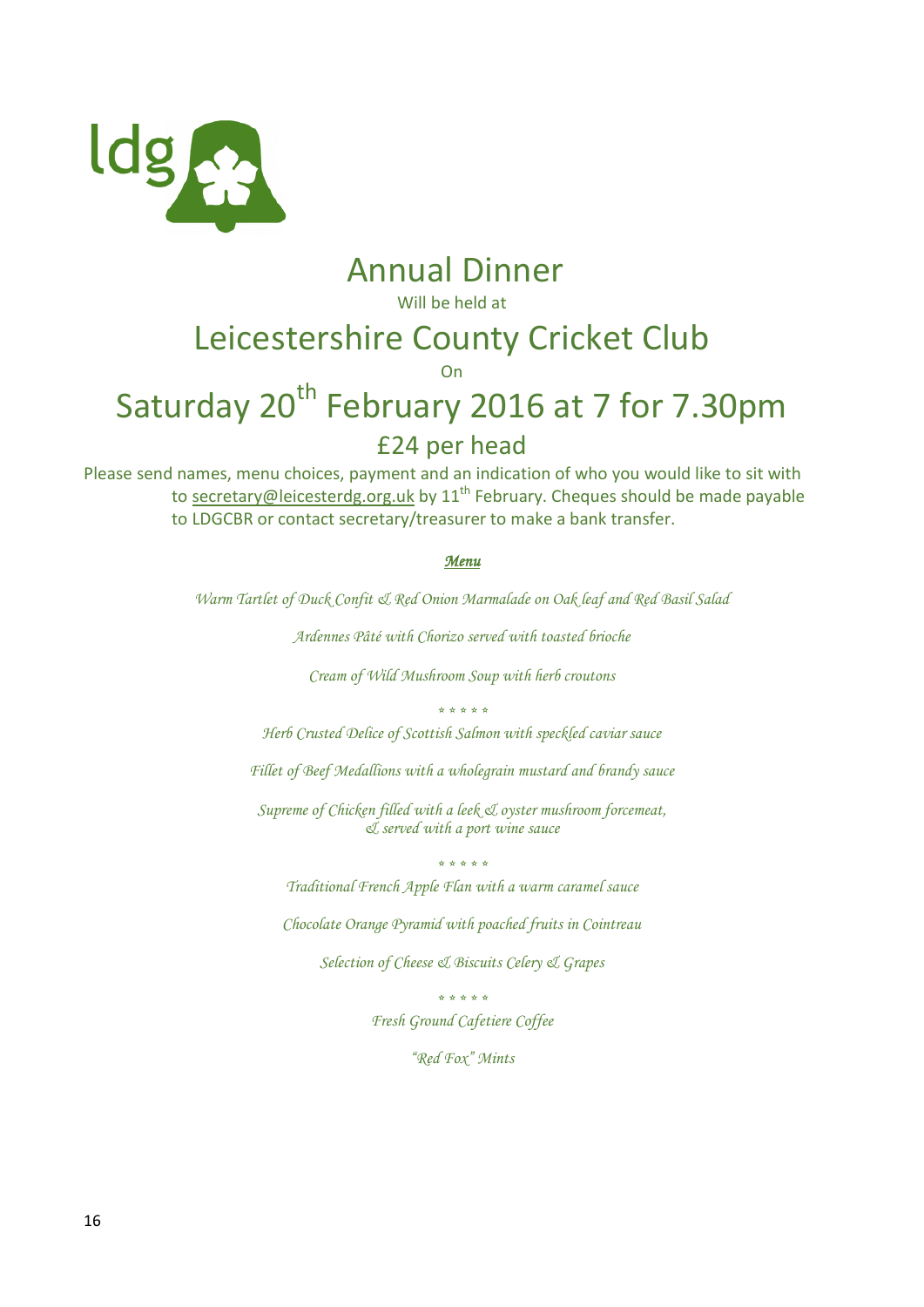ldg

# Annual Dinner

Will be held at

## Leicestershire County Cricket Club

On

## Saturday 20th February 2016 at 7 for 7.30pm

## £24 per head

Please send names, menu choices, payment and an indication of who you would like to sit with to secretary@leicesterdg.org.uk by 11th February. Cheques should be made payable to LDGCBR or contact secretary/treasurer to make a bank transfer.

***Menu***

*Warm Tartlet of Duck Confit & Red Onion Marmalade on Oak leaf and Red Basil Salad*

*Ardennes Pâté with Chorizo served with toasted brioche*

*Cream of Wild Mushroom Soup with herb croutons*

\* \* \* \* \*

*Herb Crusted Delice of Scottish Salmon with speckled caviar sauce*

*Fillet of Beef Medallions with a wholegrain mustard and brandy sauce*

*Supreme of Chicken filled with a leek & oyster mushroom forcemeat, & served with a port wine sauce*

\* \* \* \* \*

*Traditional French Apple Flan with a warm caramel sauce*

*Chocolate Orange Pyramid with poached fruits in Cointreau*

*Selection of Cheese & Biscuits Celery & Grapes*

\* \* \* \* \*

*Fresh Ground Cafetiere Coffee*

*"Red Fox" Mints*